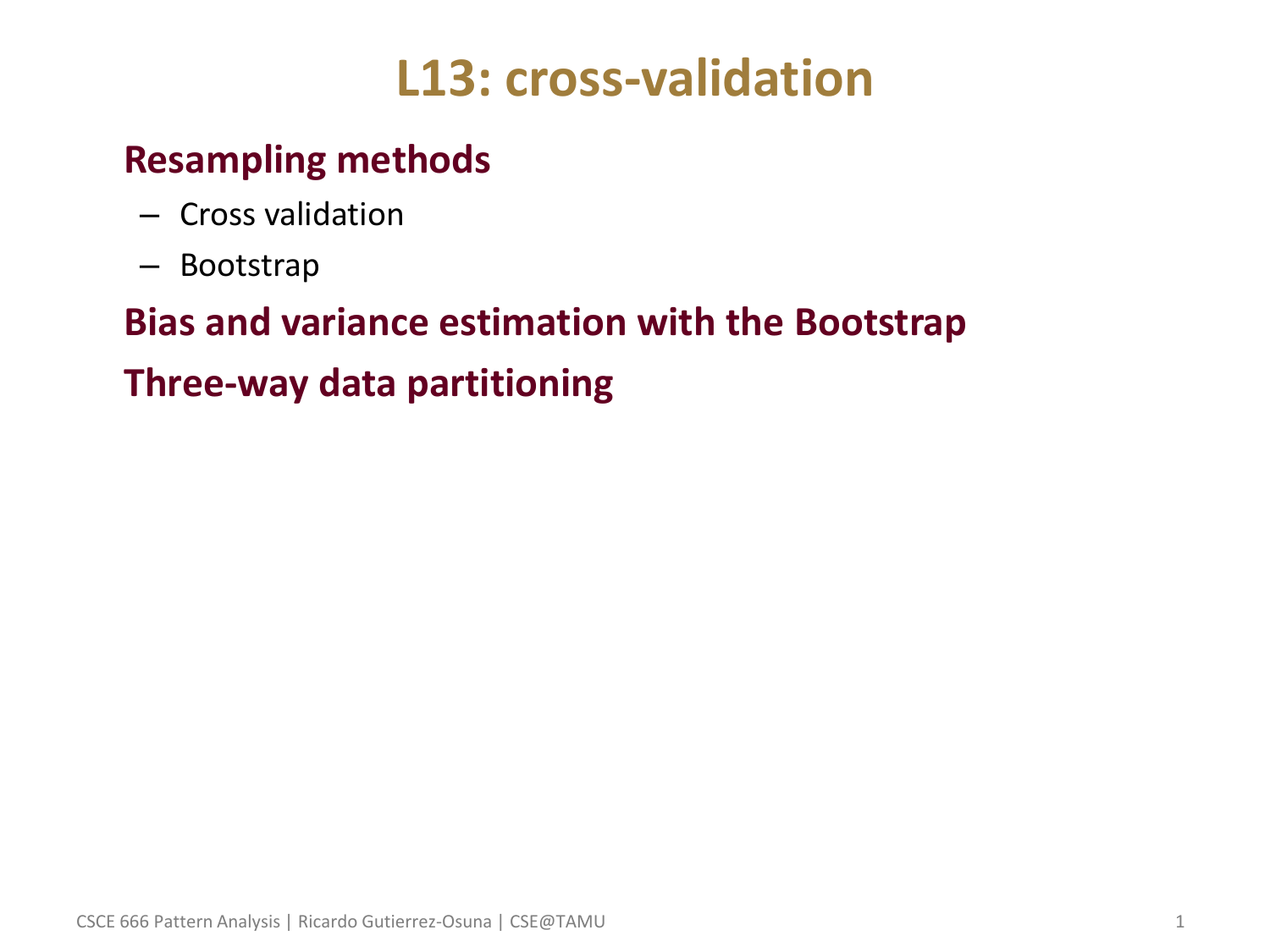# L13: cross-validation

**Resampling methods**

- Cross validation
- Bootstrap

**Bias and variance estimation with the Bootstrap**

**Three-way data partitioning**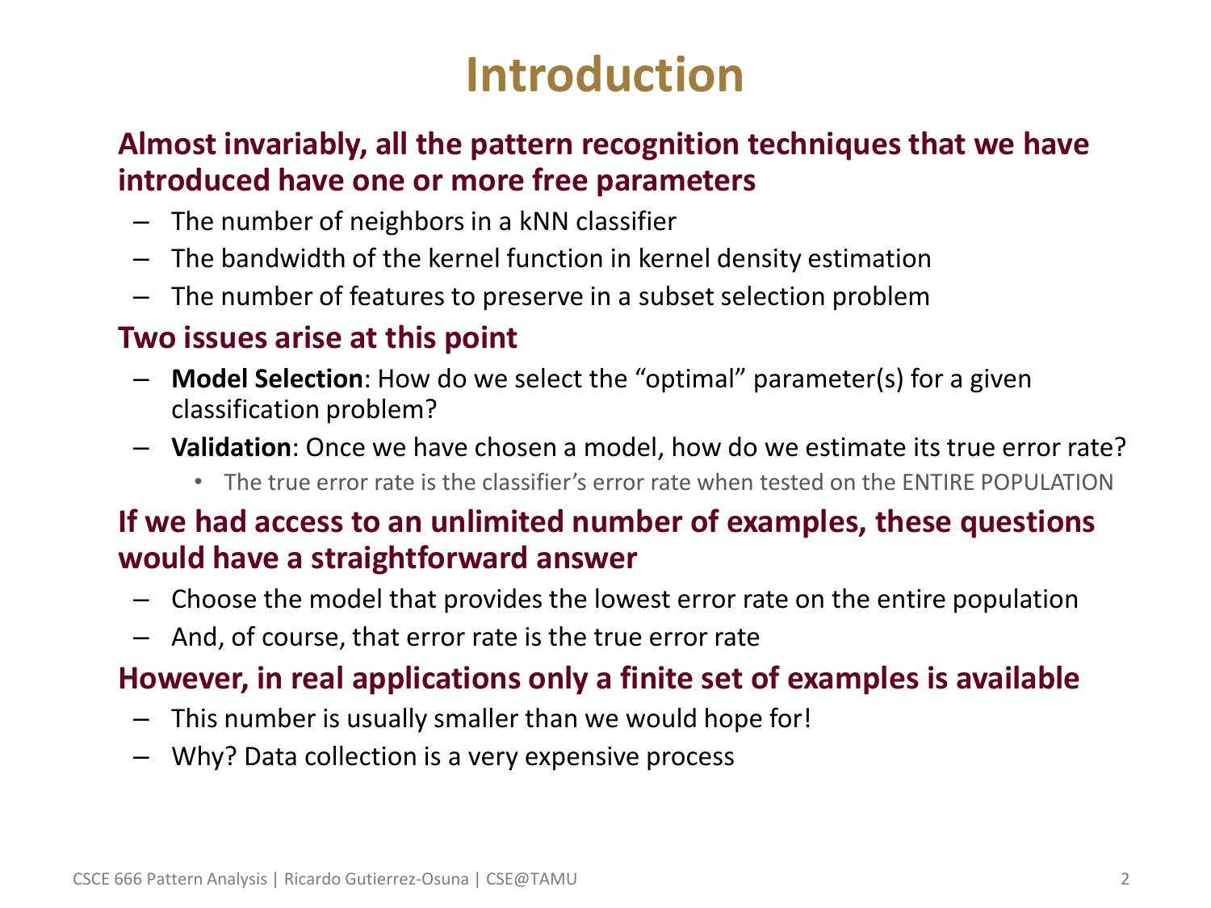# Introduction

**Almost invariably, all the pattern recognition techniques that we have introduced have one or more free parameters**

- The number of neighbors in a kNN classifier
- The bandwidth of the kernel function in kernel density estimation
- The number of features to preserve in a subset selection problem

**Two issues arise at this point**

- **Model Selection**: How do we select the "optimal" parameter(s) for a given classification problem?
- **Validation**: Once we have chosen a model, how do we estimate its true error rate?
  - The true error rate is the classifier's error rate when tested on the ENTIRE POPULATION

**If we had access to an unlimited number of examples, these questions would have a straightforward answer**

- Choose the model that provides the lowest error rate on the entire population
- And, of course, that error rate is the true error rate

**However, in real applications only a finite set of examples is available**

- This number is usually smaller than we would hope for!
- Why? Data collection is a very expensive process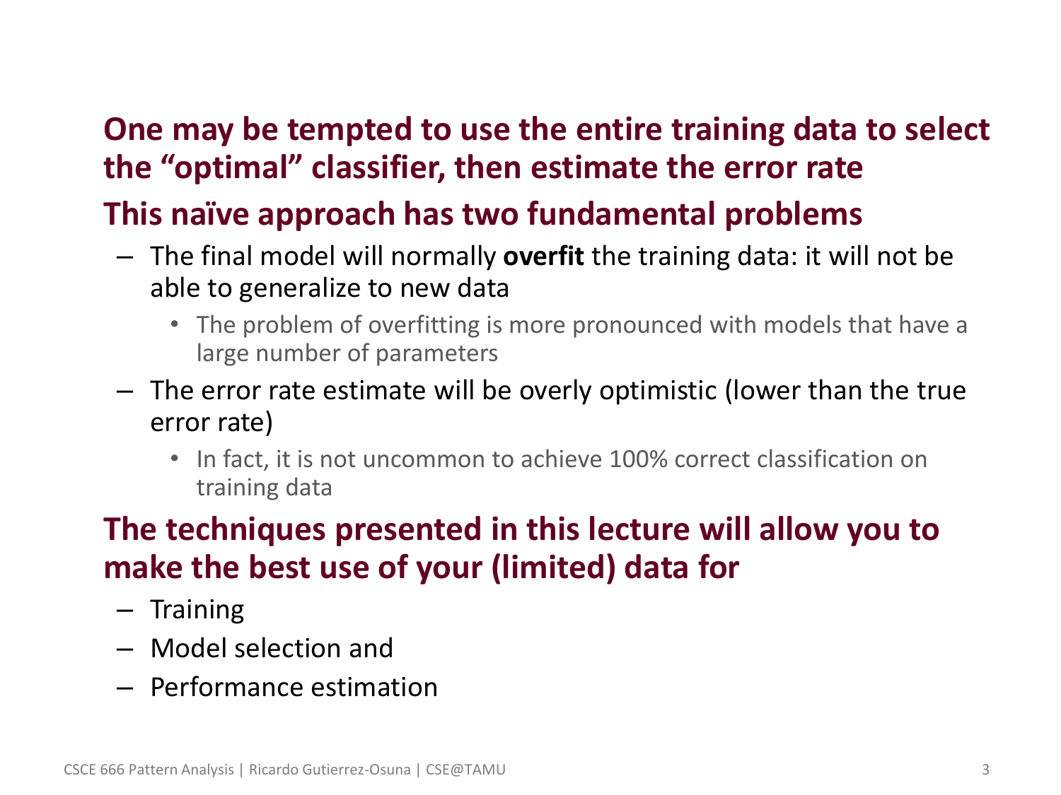**One may be tempted to use the entire training data to select the "optimal" classifier, then estimate the error rate**

**This naïve approach has two fundamental problems**

- The final model will normally **overfit** the training data: it will not be able to generalize to new data
  - The problem of overfitting is more pronounced with models that have a large number of parameters
- The error rate estimate will be overly optimistic (lower than the true error rate)
  - In fact, it is not uncommon to achieve 100% correct classification on training data

**The techniques presented in this lecture will allow you to make the best use of your (limited) data for**

- Training
- Model selection and
- Performance estimation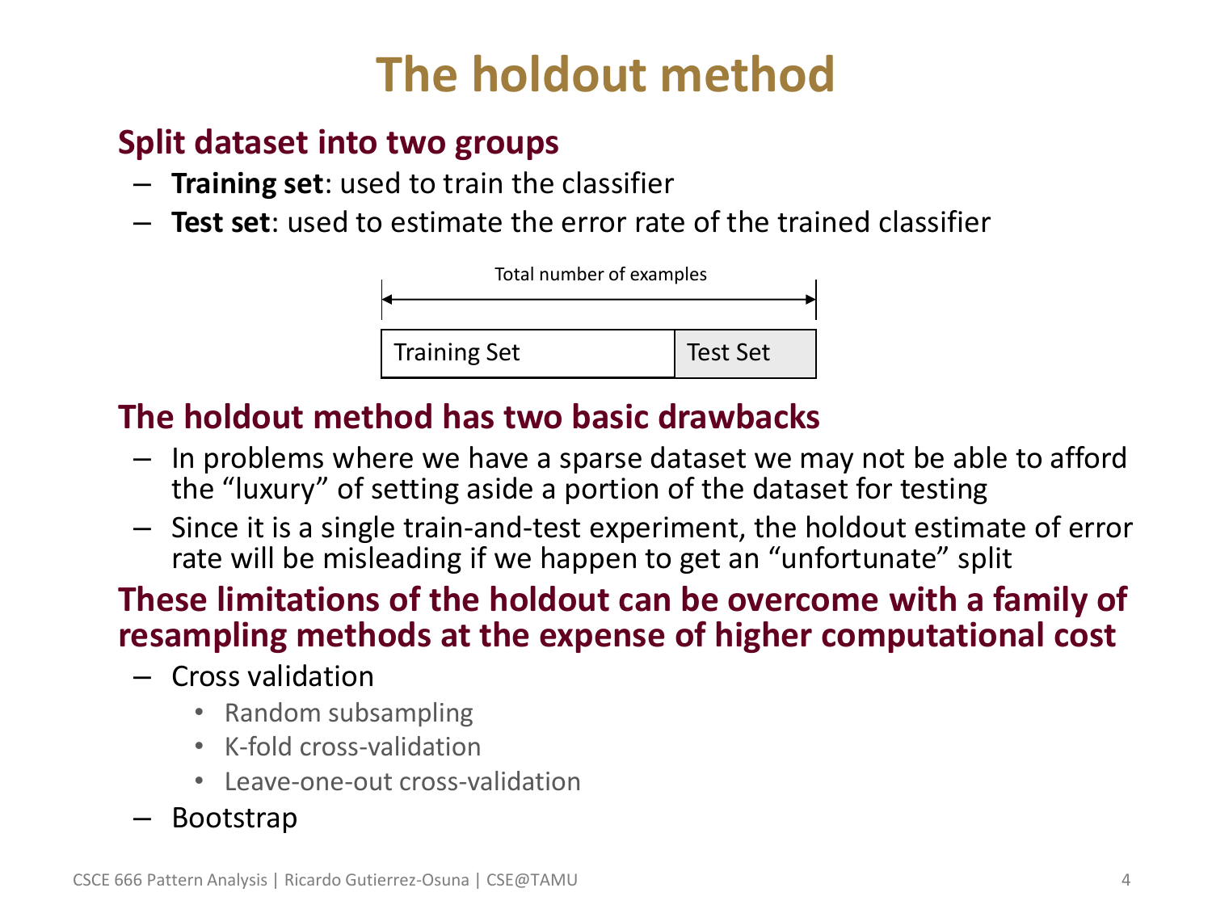# The holdout method

## Split dataset into two groups

- **Training set**: used to train the classifier
- **Test set**: used to estimate the error rate of the trained classifier

Total number of examples

| Training Set | Test Set |
|---|---|

## The holdout method has two basic drawbacks

- In problems where we have a sparse dataset we may not be able to afford the "luxury" of setting aside a portion of the dataset for testing
- Since it is a single train-and-test experiment, the holdout estimate of error rate will be misleading if we happen to get an "unfortunate" split

## These limitations of the holdout can be overcome with a family of resampling methods at the expense of higher computational cost

- Cross validation
  - Random subsampling
  - K-fold cross-validation
  - Leave-one-out cross-validation
- Bootstrap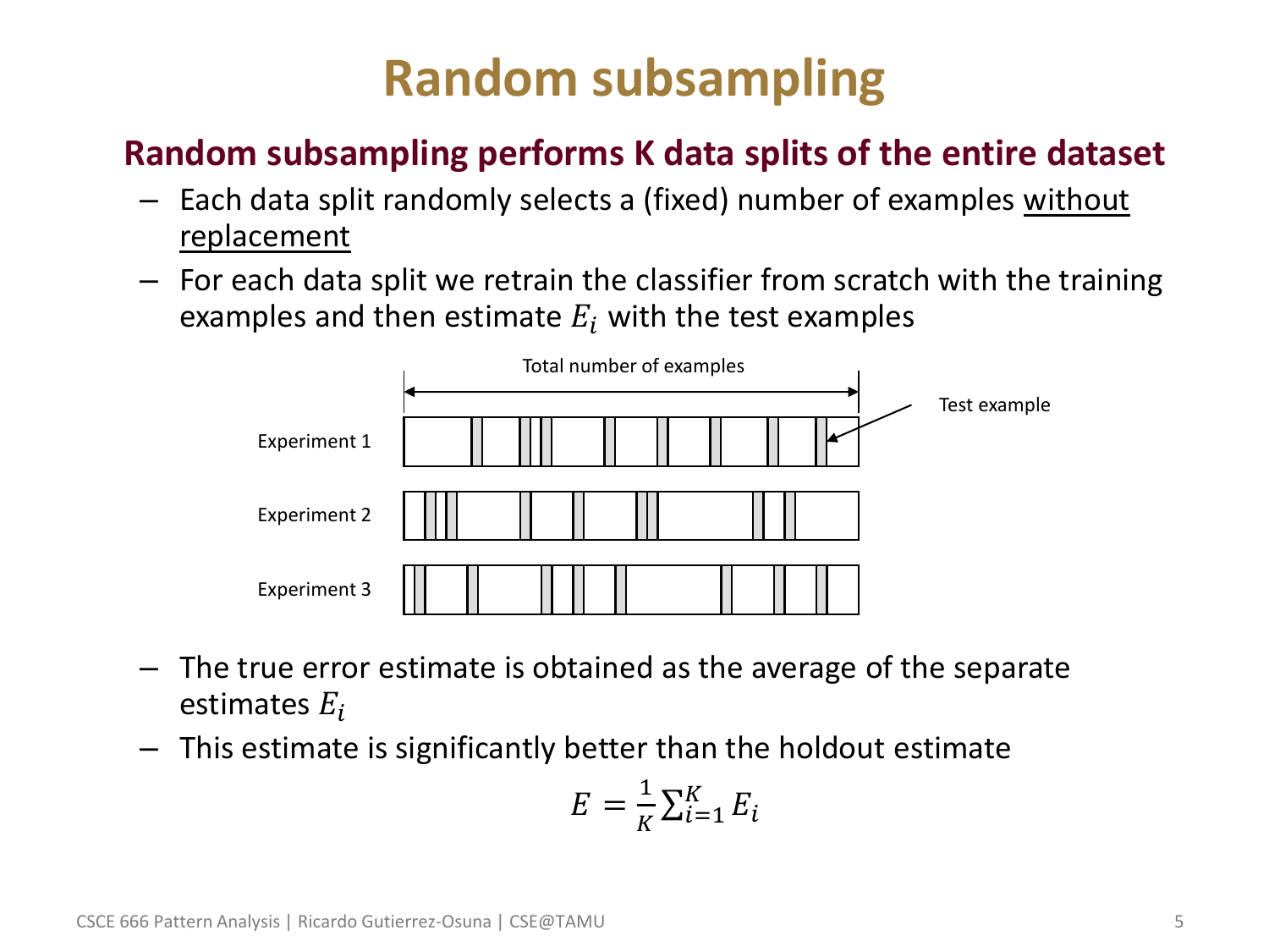# Random subsampling

**Random subsampling performs K data splits of the entire dataset**

- Each data split randomly selects a (fixed) number of examples without replacement
- For each data split we retrain the classifier from scratch with the training examples and then estimate $E_i$ with the test examples

Total number of examples

Test example

Experiment 1

Experiment 2

Experiment 3

- The true error estimate is obtained as the average of the separate estimates $E_i$
- This estimate is significantly better than the holdout estimate

$$E = \frac{1}{K}\sum_{i=1}^{K} E_i$$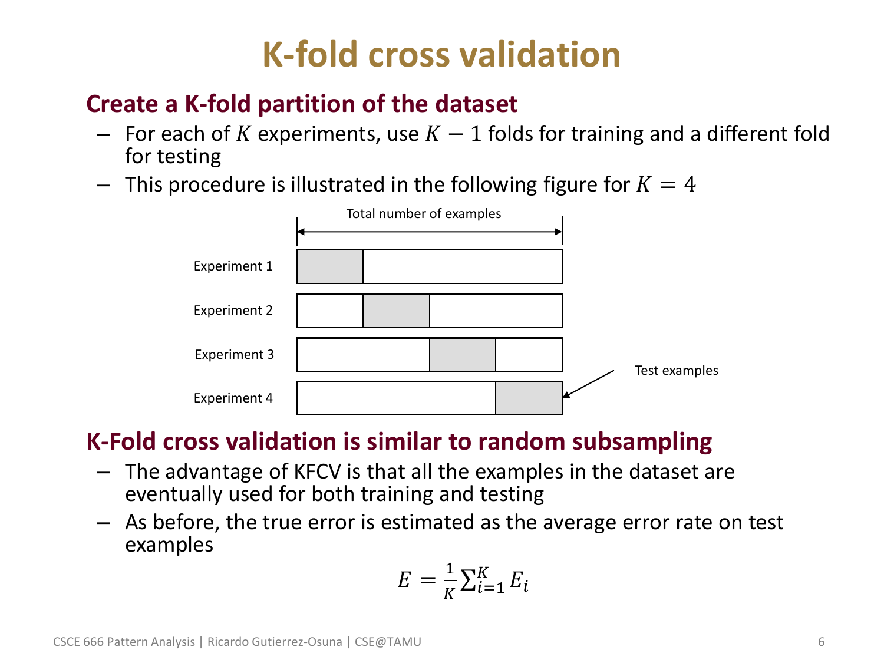# K-fold cross validation

## Create a K-fold partition of the dataset

- For each of $K$ experiments, use $K-1$ folds for training and a different fold for testing
- This procedure is illustrated in the following figure for $K=4$

Total number of examples

Experiment 1

Experiment 2

Experiment 3

Experiment 4

Test examples

## K-Fold cross validation is similar to random subsampling

- The advantage of KFCV is that all the examples in the dataset are eventually used for both training and testing
- As before, the true error is estimated as the average error rate on test examples

$$E = \frac{1}{K}\sum_{i=1}^{K} E_i$$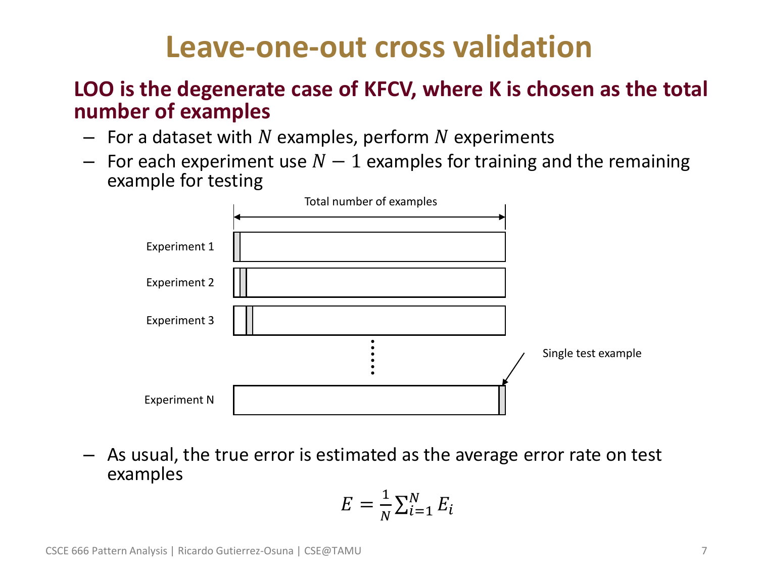# Leave-one-out cross validation

**LOO is the degenerate case of KFCV, where K is chosen as the total number of examples**

- For a dataset with $N$ examples, perform $N$ experiments
- For each experiment use $N-1$ examples for training and the remaining example for testing

Total number of examples

Experiment 1

Experiment 2

Experiment 3

Experiment N

Single test example

- As usual, the true error is estimated as the average error rate on test examples

$$E = \frac{1}{N}\sum_{i=1}^{N} E_i$$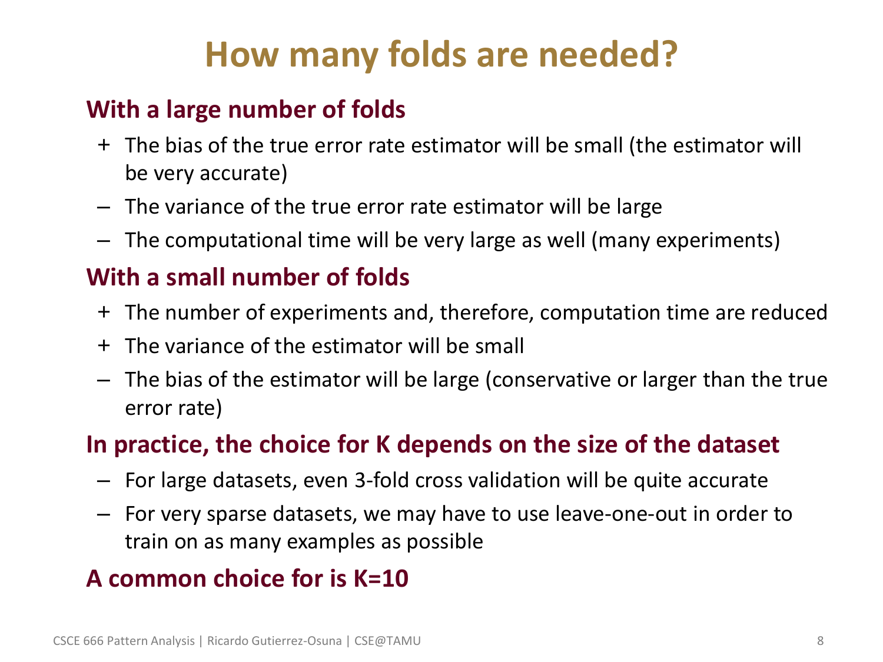# How many folds are needed?

**With a large number of folds**

- \+ The bias of the true error rate estimator will be small (the estimator will be very accurate)
- – The variance of the true error rate estimator will be large
- – The computational time will be very large as well (many experiments)

**With a small number of folds**

- \+ The number of experiments and, therefore, computation time are reduced
- \+ The variance of the estimator will be small
- – The bias of the estimator will be large (conservative or larger than the true error rate)

**In practice, the choice for K depends on the size of the dataset**

- – For large datasets, even 3-fold cross validation will be quite accurate
- – For very sparse datasets, we may have to use leave-one-out in order to train on as many examples as possible

**A common choice for is K=10**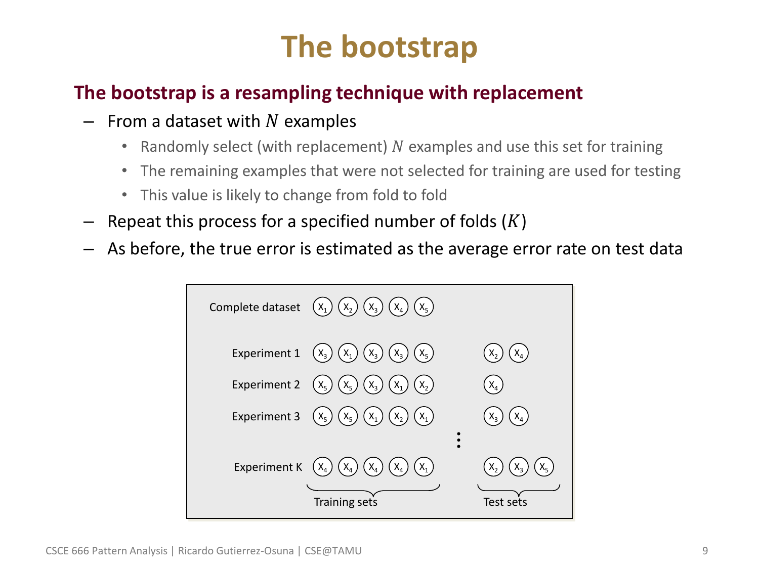# The bootstrap

**The bootstrap is a resampling technique with replacement**

- From a dataset with $N$ examples
  - Randomly select (with replacement) $N$ examples and use this set for training
  - The remaining examples that were not selected for training are used for testing
  - This value is likely to change from fold to fold
- Repeat this process for a specified number of folds ($K$)
- As before, the true error is estimated as the average error rate on test data

| | Training sets | Test sets |
|---|---|---|
| Complete dataset | $X_1$ $X_2$ $X_3$ $X_4$ $X_5$ | |
| Experiment 1 | $X_3$ $X_1$ $X_3$ $X_3$ $X_5$ | $X_2$ $X_4$ |
| Experiment 2 | $X_5$ $X_5$ $X_3$ $X_1$ $X_2$ | $X_4$ |
| Experiment 3 | $X_5$ $X_5$ $X_1$ $X_2$ $X_1$ | $X_3$ $X_4$ |
| ⋮ | | |
| Experiment K | $X_4$ $X_4$ $X_4$ $X_4$ $X_1$ | $X_2$ $X_3$ $X_5$ |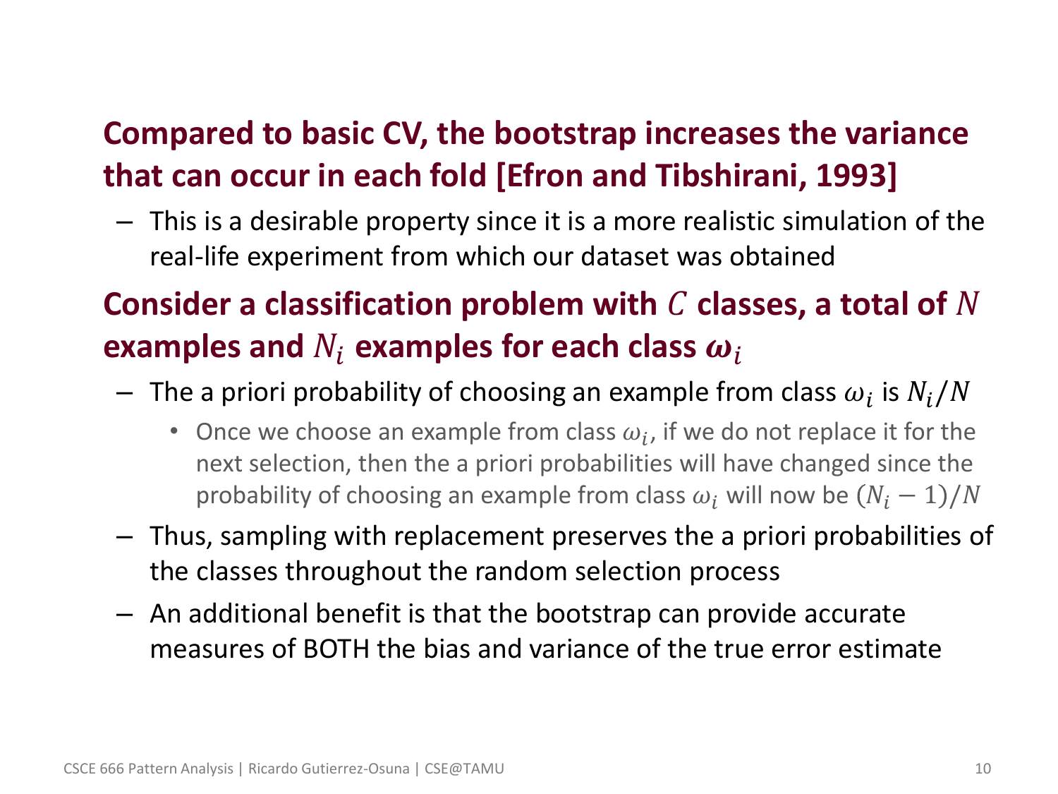- **Compared to basic CV, the bootstrap increases the variance that can occur in each fold [Efron and Tibshirani, 1993]**
  - This is a desirable property since it is a more realistic simulation of the real-life experiment from which our dataset was obtained
- **Consider a classification problem with $C$ classes, a total of $N$ examples and $N_i$ examples for each class $\boldsymbol{\omega}_i$**
  - The a priori probability of choosing an example from class $\omega_i$ is $N_i/N$
    - Once we choose an example from class $\omega_i$, if we do not replace it for the next selection, then the a priori probabilities will have changed since the probability of choosing an example from class $\omega_i$ will now be $(N_i - 1)/N$
  - Thus, sampling with replacement preserves the a priori probabilities of the classes throughout the random selection process
  - An additional benefit is that the bootstrap can provide accurate measures of BOTH the bias and variance of the true error estimate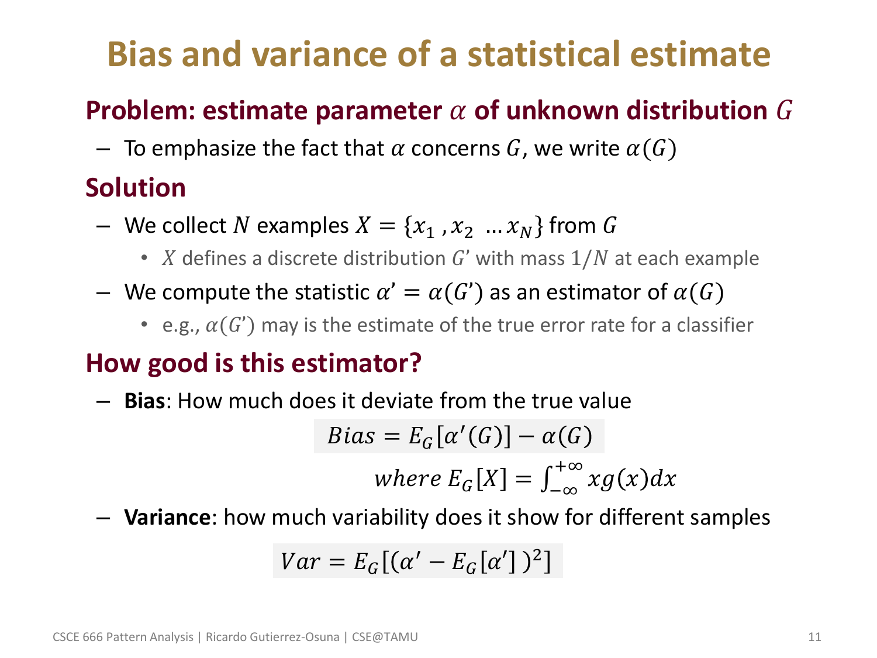# Bias and variance of a statistical estimate

## Problem: estimate parameter $\alpha$ of unknown distribution $G$

- To emphasize the fact that $\alpha$ concerns $G$, we write $\alpha(G)$

## Solution

- We collect $N$ examples $X = \{x_1, x_2 \ldots x_N\}$ from $G$
  - $X$ defines a discrete distribution $G'$ with mass $1/N$ at each example
- We compute the statistic $\alpha' = \alpha(G')$ as an estimator of $\alpha(G)$
  - e.g., $\alpha(G')$ may is the estimate of the true error rate for a classifier

## How good is this estimator?

- **Bias**: How much does it deviate from the true value

$$Bias = E_G[\alpha'(G)] - \alpha(G)$$

$$where \ E_G[X] = \int_{-\infty}^{+\infty} x g(x) dx$$

- **Variance**: how much variability does it show for different samples

$$Var = E_G[(\alpha' - E_G[\alpha'])^2]$$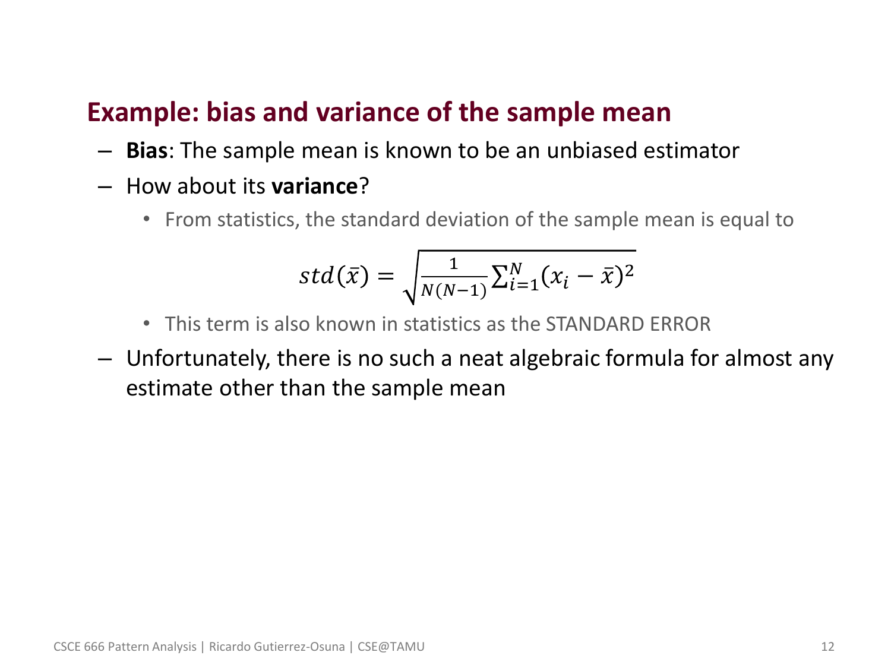## Example: bias and variance of the sample mean

- **Bias**: The sample mean is known to be an unbiased estimator
- How about its **variance**?
  - From statistics, the standard deviation of the sample mean is equal to

$$std(\bar{x}) = \sqrt{\frac{1}{N(N-1)} \sum_{i=1}^{N} (x_i - \bar{x})^2}$$

  - This term is also known in statistics as the STANDARD ERROR
- Unfortunately, there is no such a neat algebraic formula for almost any estimate other than the sample mean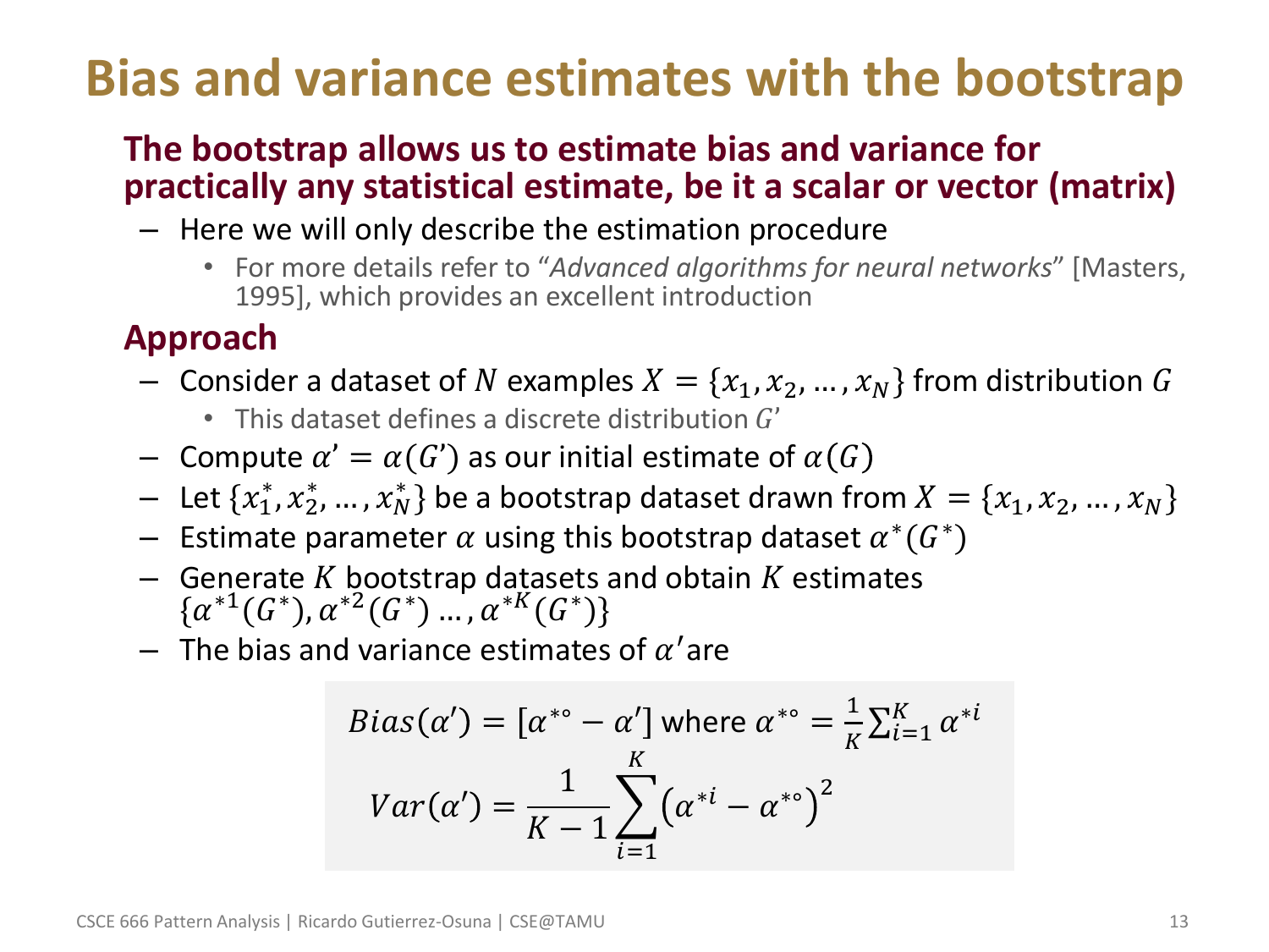# Bias and variance estimates with the bootstrap

**The bootstrap allows us to estimate bias and variance for practically any statistical estimate, be it a scalar or vector (matrix)**

- Here we will only describe the estimation procedure
  - For more details refer to "*Advanced algorithms for neural networks*" [Masters, 1995], which provides an excellent introduction

## Approach

- Consider a dataset of $N$ examples $X = \{x_1, x_2, \ldots, x_N\}$ from distribution $G$
  - This dataset defines a discrete distribution $G'$
- Compute $\alpha' = \alpha(G')$ as our initial estimate of $\alpha(G)$
- Let $\{x_1^*, x_2^*, \ldots, x_N^*\}$ be a bootstrap dataset drawn from $X = \{x_1, x_2, \ldots, x_N\}$
- Estimate parameter $\alpha$ using this bootstrap dataset $\alpha^*(G^*)$
- Generate $K$ bootstrap datasets and obtain $K$ estimates $\{\alpha^{*1}(G^*), \alpha^{*2}(G^*) \ldots, \alpha^{*K}(G^*)\}$
- The bias and variance estimates of $\alpha'$ are

$$Bias(\alpha') = [\alpha^{*\circ} - \alpha'] \text{ where } \alpha^{*\circ} = \frac{1}{K}\sum_{i=1}^{K} \alpha^{*i}$$

$$Var(\alpha') = \frac{1}{K-1}\sum_{i=1}^{K}\left(\alpha^{*i} - \alpha^{*\circ}\right)^2$$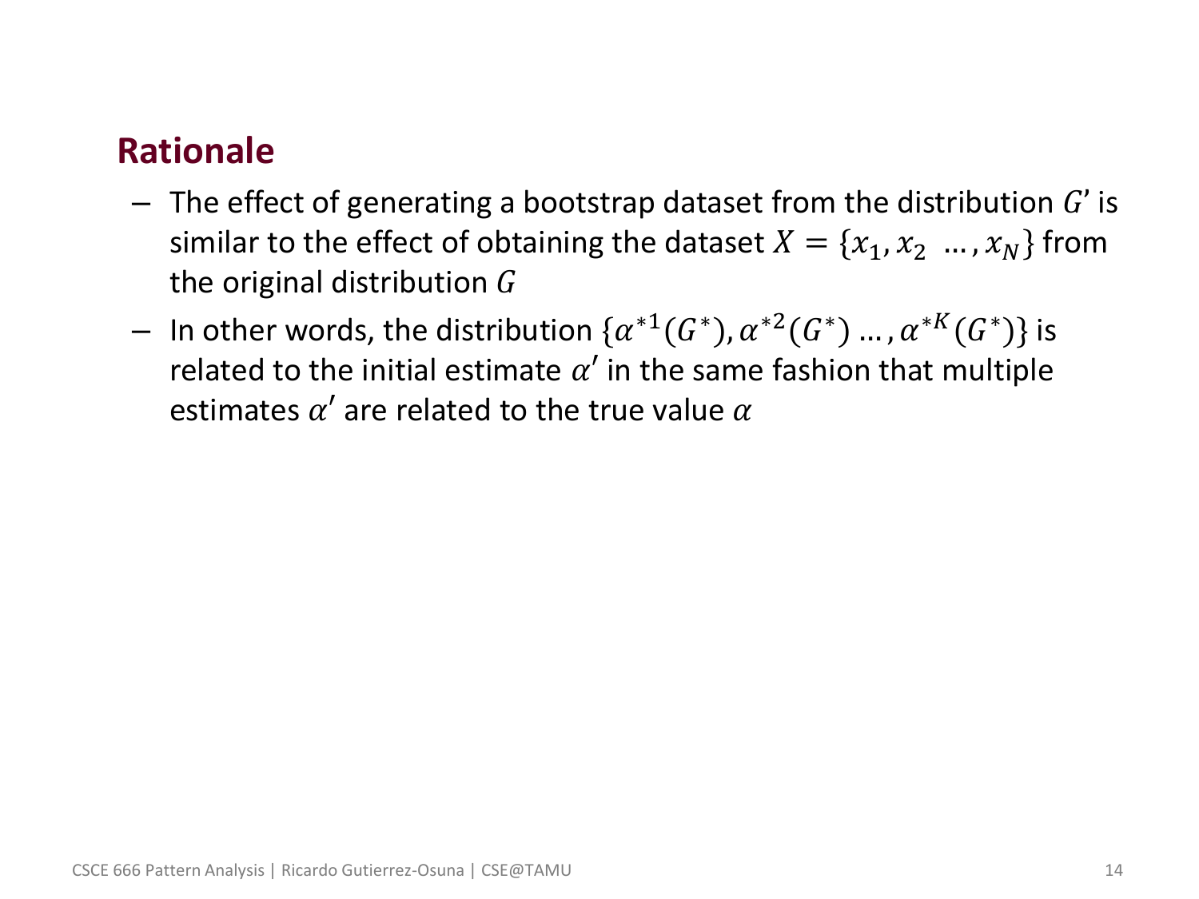## Rationale

- The effect of generating a bootstrap dataset from the distribution $G$' is similar to the effect of obtaining the dataset $X = \{x_1, x_2\ \ldots, x_N\}$ from the original distribution $G$
- In other words, the distribution $\{\alpha^{*1}(G^*), \alpha^{*2}(G^*) \ldots, \alpha^{*K}(G^*)\}$ is related to the initial estimate $\alpha'$ in the same fashion that multiple estimates $\alpha'$ are related to the true value $\alpha$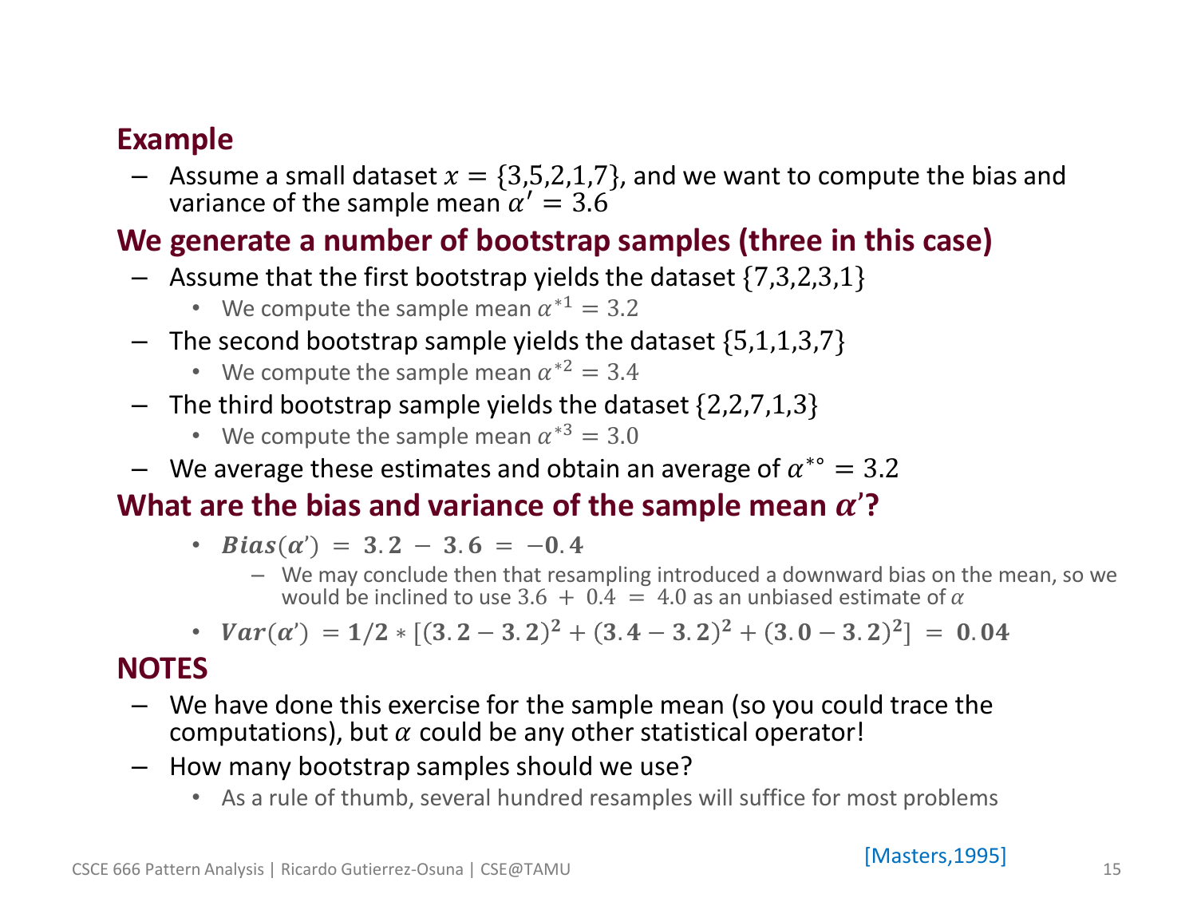## Example

- Assume a small dataset $x = \{3,5,2,1,7\}$, and we want to compute the bias and variance of the sample mean $\alpha' = 3.6$

## We generate a number of bootstrap samples (three in this case)

- Assume that the first bootstrap yields the dataset $\{7,3,2,3,1\}$
  - We compute the sample mean $\alpha^{*1} = 3.2$
- The second bootstrap sample yields the dataset $\{5,1,1,3,7\}$
  - We compute the sample mean $\alpha^{*2} = 3.4$
- The third bootstrap sample yields the dataset $\{2,2,7,1,3\}$
  - We compute the sample mean $\alpha^{*3} = 3.0$
- We average these estimates and obtain an average of $\alpha^{*\circ} = 3.2$

## What are the bias and variance of the sample mean $\alpha'$?

- $\boldsymbol{Bias(\alpha') = 3.2 - 3.6 = -0.4}$
  - We may conclude then that resampling introduced a downward bias on the mean, so we would be inclined to use $3.6 + 0.4 = 4.0$ as an unbiased estimate of $\alpha$
- $\boldsymbol{Var(\alpha') = 1/2 * [(3.2-3.2)^2 + (3.4-3.2)^2 + (3.0-3.2)^2] = 0.04}$

## NOTES

- We have done this exercise for the sample mean (so you could trace the computations), but $\alpha$ could be any other statistical operator!
- How many bootstrap samples should we use?
  - As a rule of thumb, several hundred resamples will suffice for most problems

[Masters,1995]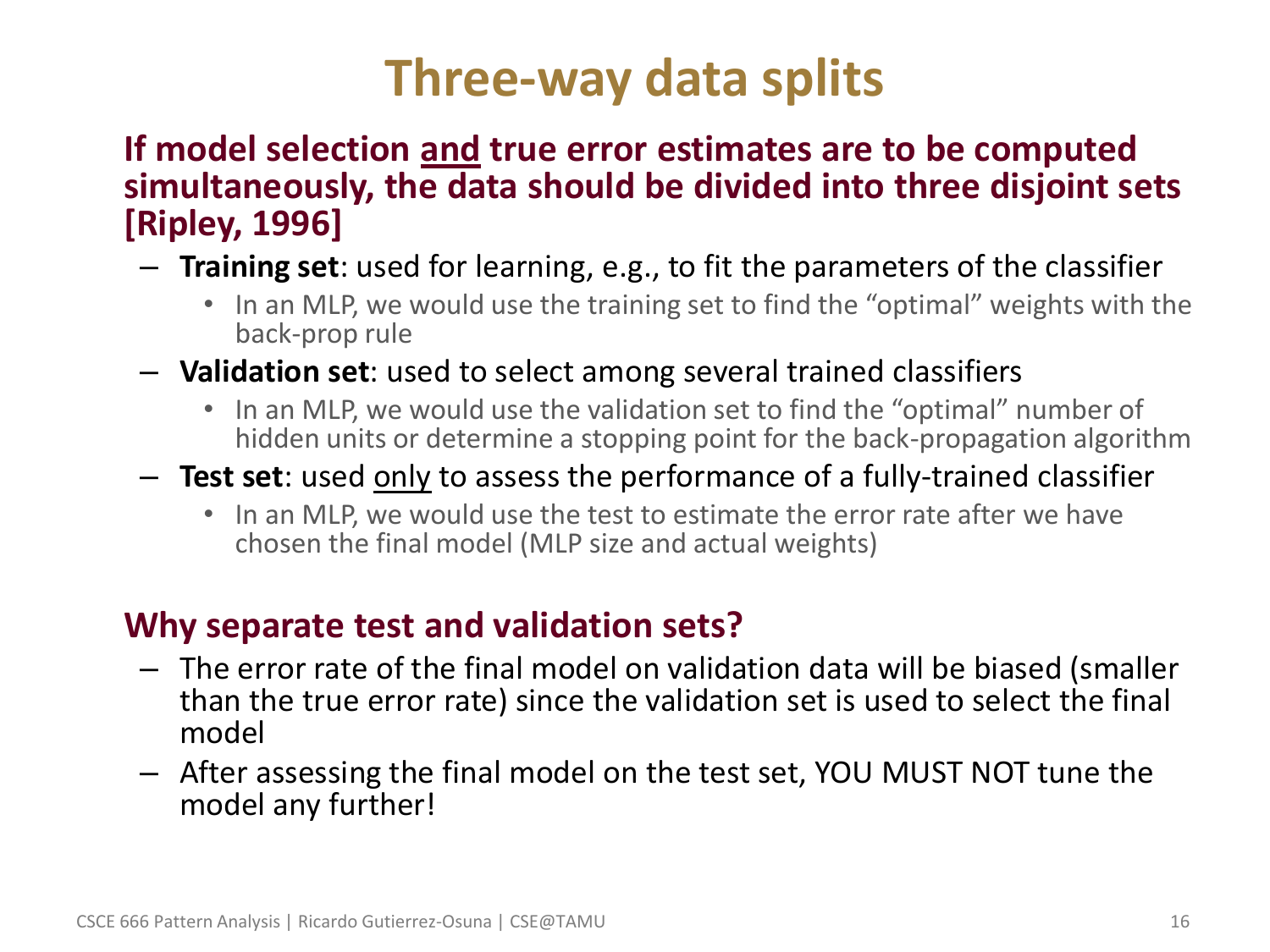# Three-way data splits

**If model selection <u>and</u> true error estimates are to be computed simultaneously, the data should be divided into three disjoint sets [Ripley, 1996]**

- **Training set**: used for learning, e.g., to fit the parameters of the classifier
  - In an MLP, we would use the training set to find the "optimal" weights with the back-prop rule
- **Validation set**: used to select among several trained classifiers
  - In an MLP, we would use the validation set to find the "optimal" number of hidden units or determine a stopping point for the back-propagation algorithm
- **Test set**: used <u>only</u> to assess the performance of a fully-trained classifier
  - In an MLP, we would use the test to estimate the error rate after we have chosen the final model (MLP size and actual weights)

**Why separate test and validation sets?**

- The error rate of the final model on validation data will be biased (smaller than the true error rate) since the validation set is used to select the final model
- After assessing the final model on the test set, YOU MUST NOT tune the model any further!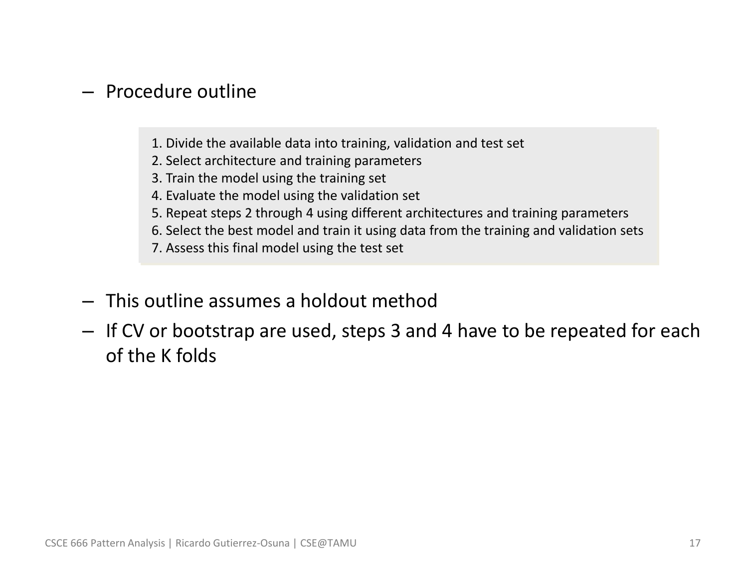- Procedure outline

1. Divide the available data into training, validation and test set
2. Select architecture and training parameters
3. Train the model using the training set
4. Evaluate the model using the validation set
5. Repeat steps 2 through 4 using different architectures and training parameters
6. Select the best model and train it using data from the training and validation sets
7. Assess this final model using the test set

- This outline assumes a holdout method
- If CV or bootstrap are used, steps 3 and 4 have to be repeated for each of the K folds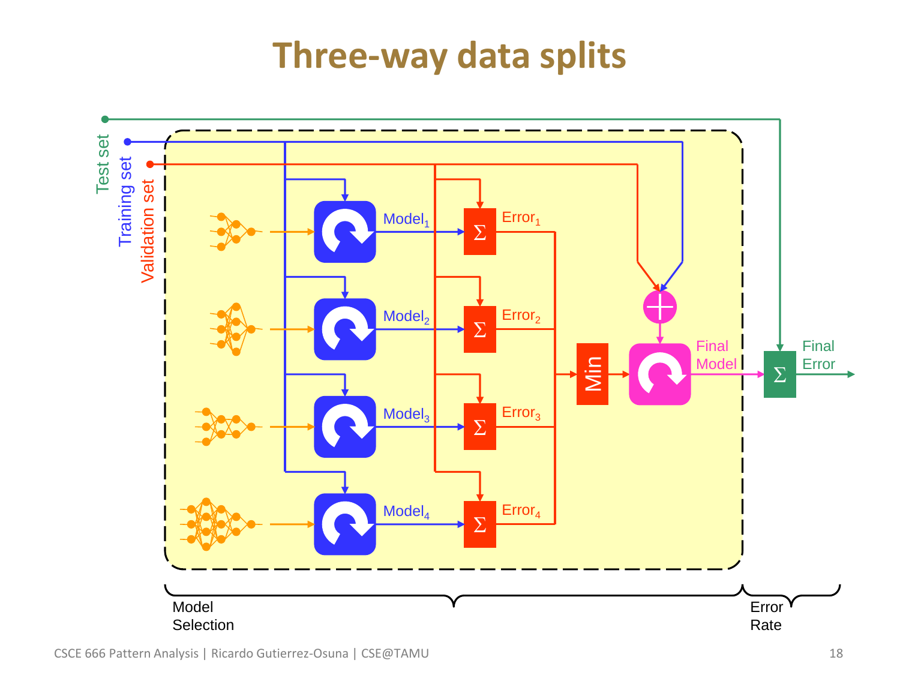# Three-way data splits

Test set

Training set

Validation set

Model$_1$

Model$_2$

Model$_3$

Model$_4$

Error$_1$

Error$_2$

Error$_3$

Error$_4$

Σ

Min

Final Model

Final Error

Model Selection

Error Rate